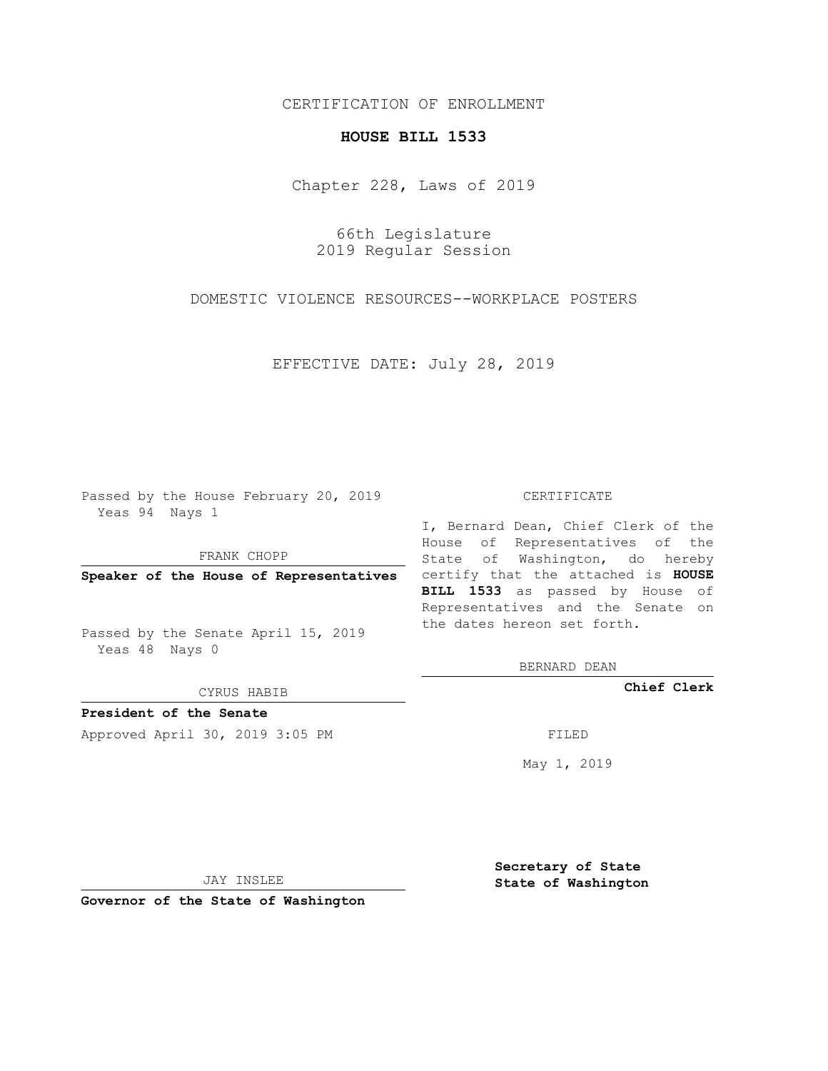CERTIFICATION OF ENROLLMENT

**HOUSE BILL 1533**

Chapter 228, Laws of 2019

66th Legislature
2019 Regular Session

DOMESTIC VIOLENCE RESOURCES--WORKPLACE POSTERS

EFFECTIVE DATE: July 28, 2019

Passed by the House February 20, 2019
Yeas 94 Nays 1

FRANK CHOPP

**Speaker of the House of Representatives**

Passed by the Senate April 15, 2019
Yeas 48 Nays 0

CYRUS HABIB

**President of the Senate**

Approved April 30, 2019 3:05 PM

JAY INSLEE

**Governor of the State of Washington**

CERTIFICATE

I, Bernard Dean, Chief Clerk of the House of Representatives of the State of Washington, do hereby certify that the attached is **HOUSE BILL 1533** as passed by House of Representatives and the Senate on the dates hereon set forth.

BERNARD DEAN

**Chief Clerk**

FILED

May 1, 2019

**Secretary of State**
**State of Washington**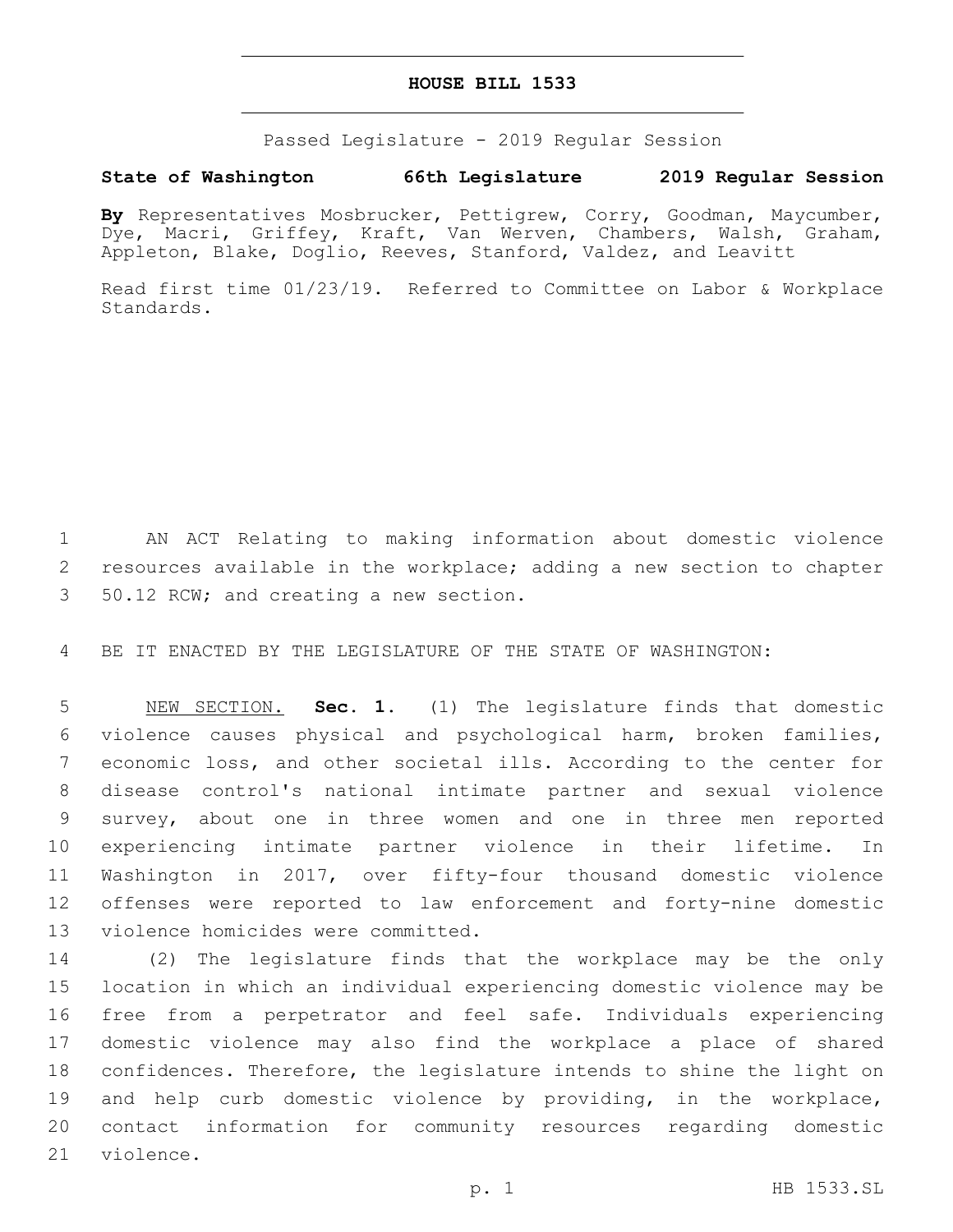**HOUSE BILL 1533**

Passed Legislature - 2019 Regular Session

**State of Washington 66th Legislature 2019 Regular Session**

**By** Representatives Mosbrucker, Pettigrew, Corry, Goodman, Maycumber, Dye, Macri, Griffey, Kraft, Van Werven, Chambers, Walsh, Graham, Appleton, Blake, Doglio, Reeves, Stanford, Valdez, and Leavitt

Read first time 01/23/19. Referred to Committee on Labor & Workplace Standards.

AN ACT Relating to making information about domestic violence resources available in the workplace; adding a new section to chapter 50.12 RCW; and creating a new section.

BE IT ENACTED BY THE LEGISLATURE OF THE STATE OF WASHINGTON:

NEW SECTION. **Sec. 1.** (1) The legislature finds that domestic violence causes physical and psychological harm, broken families, economic loss, and other societal ills. According to the center for disease control's national intimate partner and sexual violence survey, about one in three women and one in three men reported experiencing intimate partner violence in their lifetime. In Washington in 2017, over fifty-four thousand domestic violence offenses were reported to law enforcement and forty-nine domestic violence homicides were committed.

(2) The legislature finds that the workplace may be the only location in which an individual experiencing domestic violence may be free from a perpetrator and feel safe. Individuals experiencing domestic violence may also find the workplace a place of shared confidences. Therefore, the legislature intends to shine the light on and help curb domestic violence by providing, in the workplace, contact information for community resources regarding domestic violence.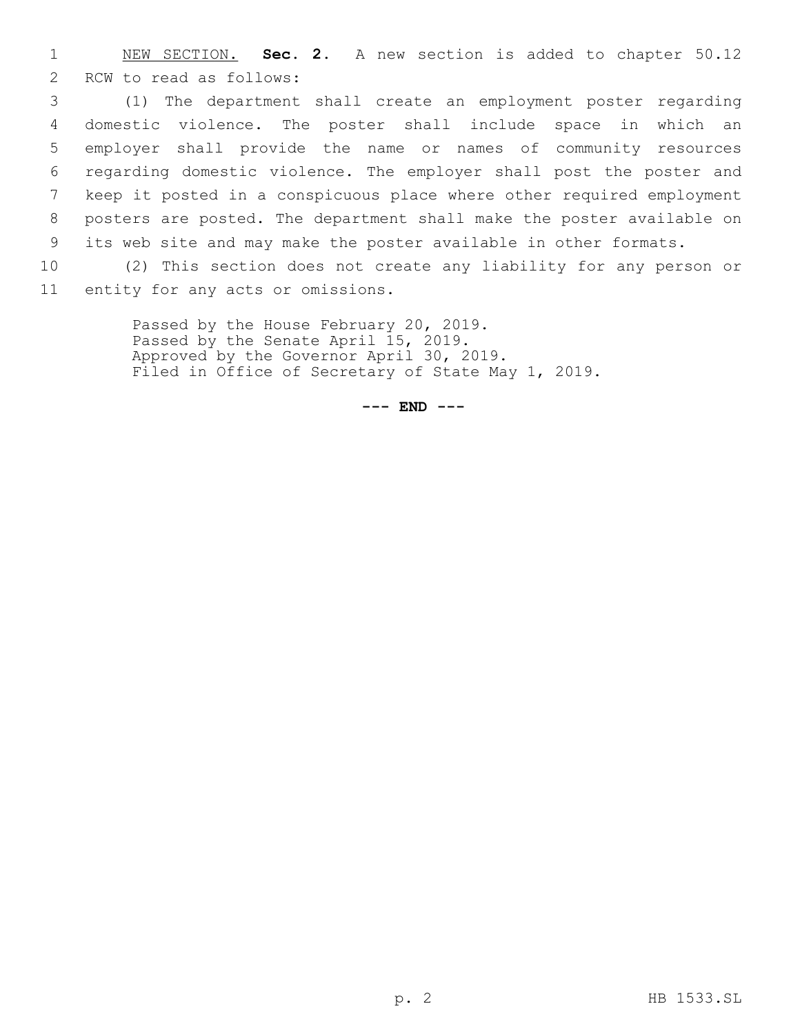NEW SECTION. **Sec. 2.** A new section is added to chapter 50.12 RCW to read as follows:

(1) The department shall create an employment poster regarding domestic violence. The poster shall include space in which an employer shall provide the name or names of community resources regarding domestic violence. The employer shall post the poster and keep it posted in a conspicuous place where other required employment posters are posted. The department shall make the poster available on its web site and may make the poster available in other formats.

(2) This section does not create any liability for any person or entity for any acts or omissions.

Passed by the House February 20, 2019.
Passed by the Senate April 15, 2019.
Approved by the Governor April 30, 2019.
Filed in Office of Secretary of State May 1, 2019.

**--- END ---**